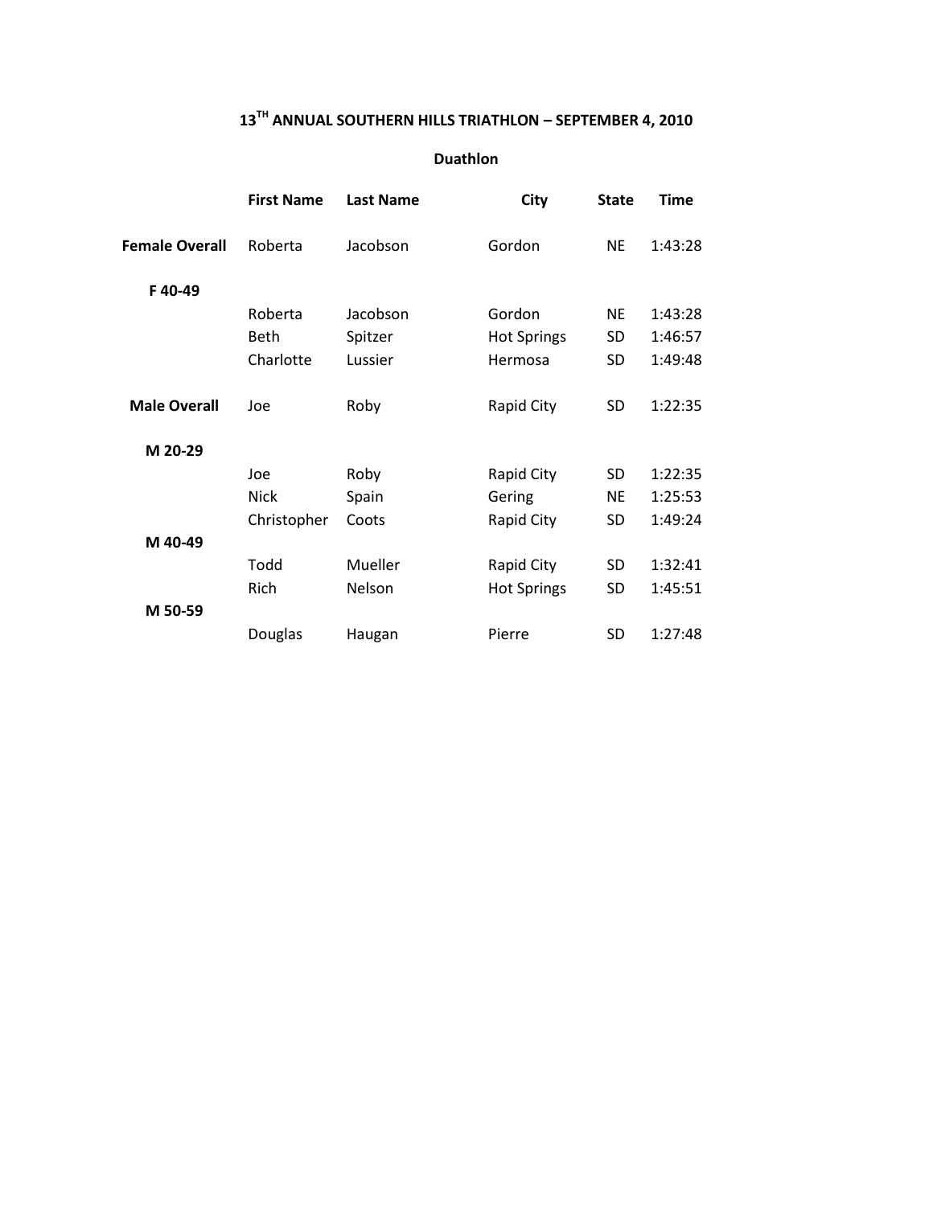# 13TH ANNUAL SOUTHERN HILLS TRIATHLON – SEPTEMBER 4, 2010

## Duathlon

| | First Name | Last Name | City | State | Time |
|---|---|---|---|---|---|
| **Female Overall** | Roberta | Jacobson | Gordon | NE | 1:43:28 |
| **F 40-49** | | | | | |
| | Roberta | Jacobson | Gordon | NE | 1:43:28 |
| | Beth | Spitzer | Hot Springs | SD | 1:46:57 |
| | Charlotte | Lussier | Hermosa | SD | 1:49:48 |
| **Male Overall** | Joe | Roby | Rapid City | SD | 1:22:35 |
| **M 20-29** | | | | | |
| | Joe | Roby | Rapid City | SD | 1:22:35 |
| | Nick | Spain | Gering | NE | 1:25:53 |
| | Christopher | Coots | Rapid City | SD | 1:49:24 |
| **M 40-49** | | | | | |
| | Todd | Mueller | Rapid City | SD | 1:32:41 |
| | Rich | Nelson | Hot Springs | SD | 1:45:51 |
| **M 50-59** | | | | | |
| | Douglas | Haugan | Pierre | SD | 1:27:48 |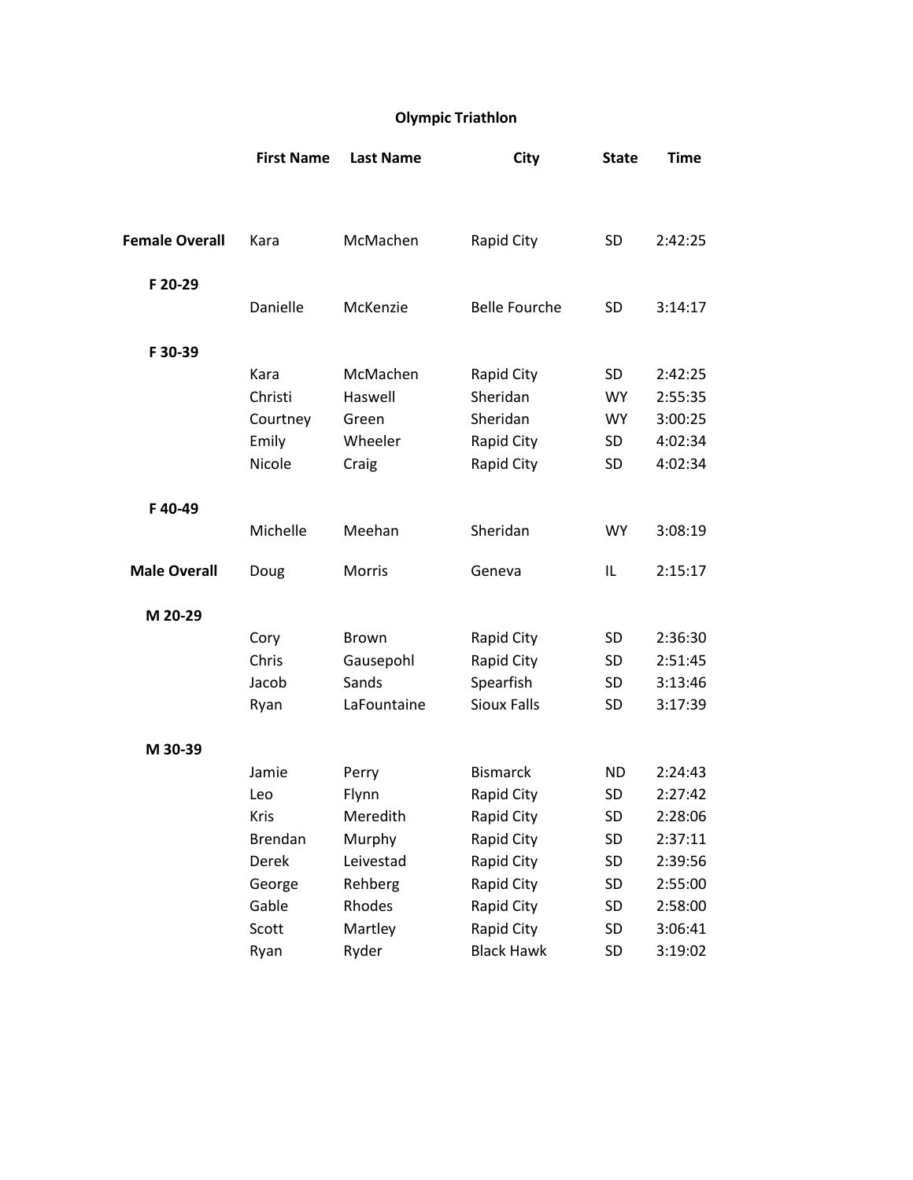# Olympic Triathlon

| | First Name | Last Name | City | State | Time |
|---|---|---|---|---|---|
| **Female Overall** | Kara | McMachen | Rapid City | SD | 2:42:25 |
| **F 20-29** | | | | | |
| | Danielle | McKenzie | Belle Fourche | SD | 3:14:17 |
| **F 30-39** | | | | | |
| | Kara | McMachen | Rapid City | SD | 2:42:25 |
| | Christi | Haswell | Sheridan | WY | 2:55:35 |
| | Courtney | Green | Sheridan | WY | 3:00:25 |
| | Emily | Wheeler | Rapid City | SD | 4:02:34 |
| | Nicole | Craig | Rapid City | SD | 4:02:34 |
| **F 40-49** | | | | | |
| | Michelle | Meehan | Sheridan | WY | 3:08:19 |
| **Male Overall** | Doug | Morris | Geneva | IL | 2:15:17 |
| **M 20-29** | | | | | |
| | Cory | Brown | Rapid City | SD | 2:36:30 |
| | Chris | Gausepohl | Rapid City | SD | 2:51:45 |
| | Jacob | Sands | Spearfish | SD | 3:13:46 |
| | Ryan | LaFountaine | Sioux Falls | SD | 3:17:39 |
| **M 30-39** | | | | | |
| | Jamie | Perry | Bismarck | ND | 2:24:43 |
| | Leo | Flynn | Rapid City | SD | 2:27:42 |
| | Kris | Meredith | Rapid City | SD | 2:28:06 |
| | Brendan | Murphy | Rapid City | SD | 2:37:11 |
| | Derek | Leivestad | Rapid City | SD | 2:39:56 |
| | George | Rehberg | Rapid City | SD | 2:55:00 |
| | Gable | Rhodes | Rapid City | SD | 2:58:00 |
| | Scott | Martley | Rapid City | SD | 3:06:41 |
| | Ryan | Ryder | Black Hawk | SD | 3:19:02 |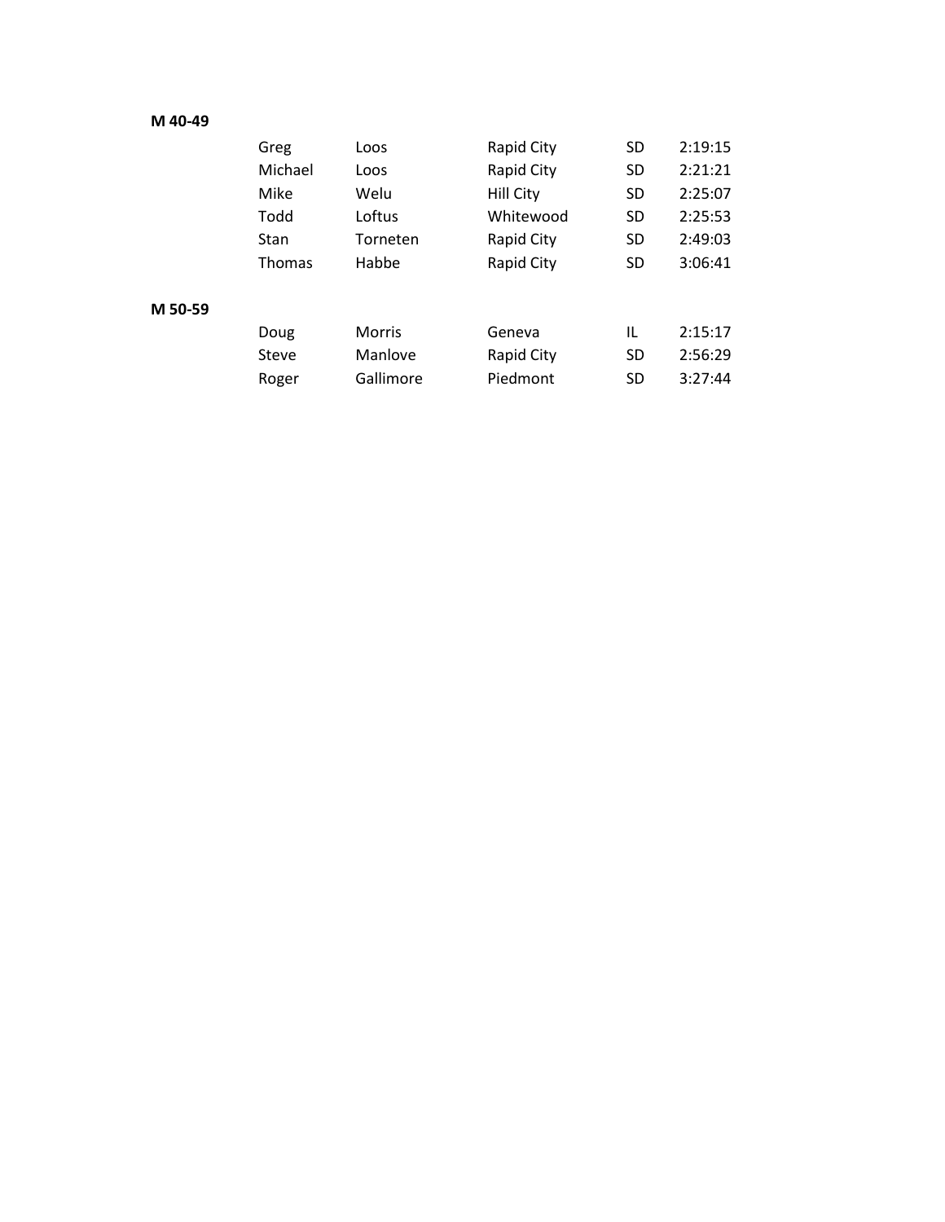**M 40-49**

| | | | | |
|---|---|---|---|---|
| Greg | Loos | Rapid City | SD | 2:19:15 |
| Michael | Loos | Rapid City | SD | 2:21:21 |
| Mike | Welu | Hill City | SD | 2:25:07 |
| Todd | Loftus | Whitewood | SD | 2:25:53 |
| Stan | Torneten | Rapid City | SD | 2:49:03 |
| Thomas | Habbe | Rapid City | SD | 3:06:41 |

**M 50-59**

| | | | | |
|---|---|---|---|---|
| Doug | Morris | Geneva | IL | 2:15:17 |
| Steve | Manlove | Rapid City | SD | 2:56:29 |
| Roger | Gallimore | Piedmont | SD | 3:27:44 |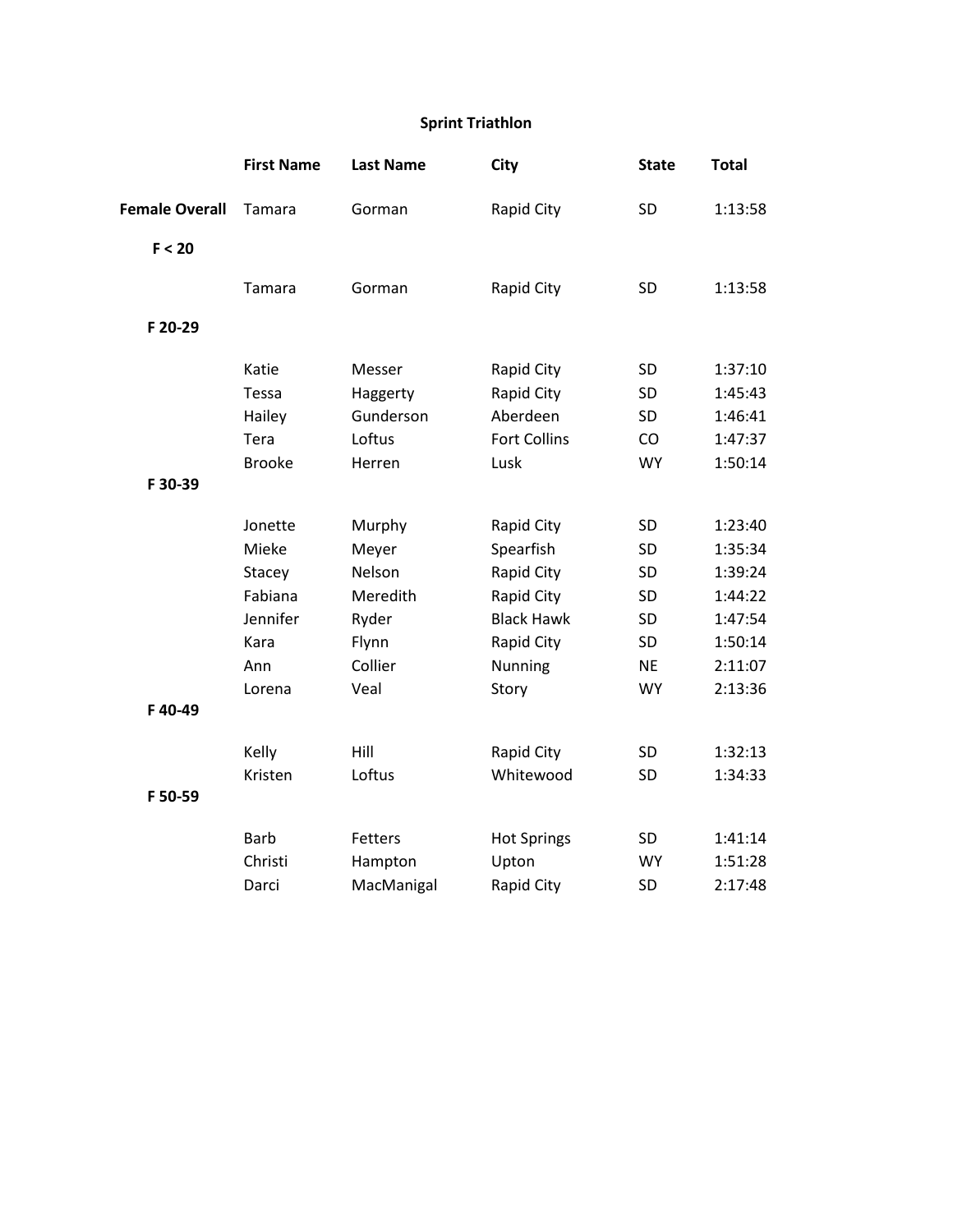## Sprint Triathlon

| | First Name | Last Name | City | State | Total |
|---|---|---|---|---|---|
| **Female Overall** | Tamara | Gorman | Rapid City | SD | 1:13:58 |
| **F < 20** | | | | | |
| | Tamara | Gorman | Rapid City | SD | 1:13:58 |
| **F 20-29** | | | | | |
| | Katie | Messer | Rapid City | SD | 1:37:10 |
| | Tessa | Haggerty | Rapid City | SD | 1:45:43 |
| | Hailey | Gunderson | Aberdeen | SD | 1:46:41 |
| | Tera | Loftus | Fort Collins | CO | 1:47:37 |
| | Brooke | Herren | Lusk | WY | 1:50:14 |
| **F 30-39** | | | | | |
| | Jonette | Murphy | Rapid City | SD | 1:23:40 |
| | Mieke | Meyer | Spearfish | SD | 1:35:34 |
| | Stacey | Nelson | Rapid City | SD | 1:39:24 |
| | Fabiana | Meredith | Rapid City | SD | 1:44:22 |
| | Jennifer | Ryder | Black Hawk | SD | 1:47:54 |
| | Kara | Flynn | Rapid City | SD | 1:50:14 |
| | Ann | Collier | Nunning | NE | 2:11:07 |
| | Lorena | Veal | Story | WY | 2:13:36 |
| **F 40-49** | | | | | |
| | Kelly | Hill | Rapid City | SD | 1:32:13 |
| | Kristen | Loftus | Whitewood | SD | 1:34:33 |
| **F 50-59** | | | | | |
| | Barb | Fetters | Hot Springs | SD | 1:41:14 |
| | Christi | Hampton | Upton | WY | 1:51:28 |
| | Darci | MacManigal | Rapid City | SD | 2:17:48 |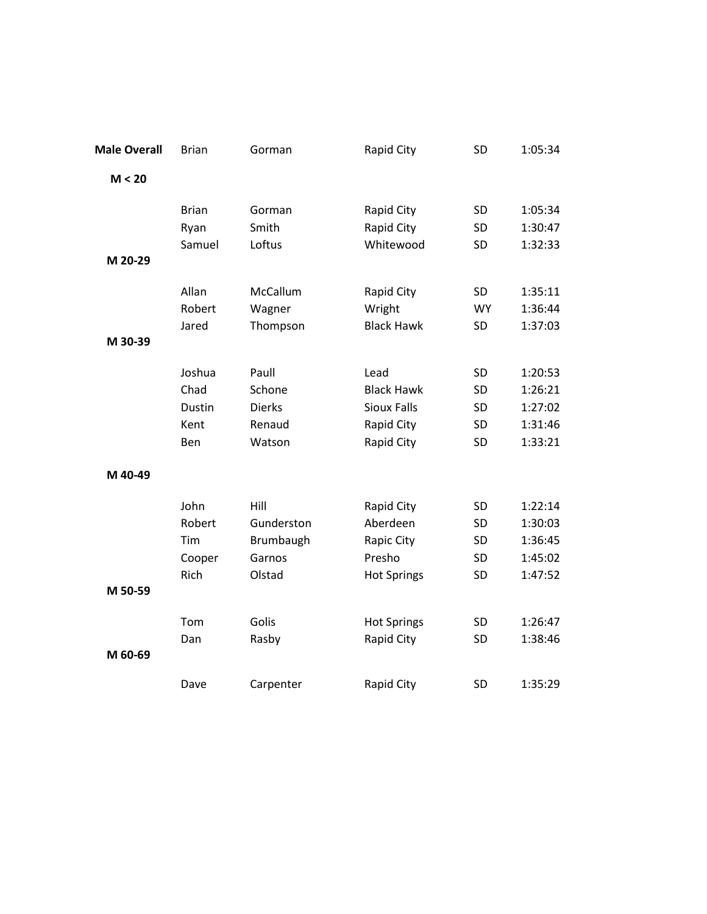| Category | First Name | Last Name | City | State | Time |
|---|---|---|---|---|---|
| **Male Overall** | Brian | Gorman | Rapid City | SD | 1:05:34 |
| **M < 20** | | | | | |
| | Brian | Gorman | Rapid City | SD | 1:05:34 |
| | Ryan | Smith | Rapid City | SD | 1:30:47 |
| | Samuel | Loftus | Whitewood | SD | 1:32:33 |
| **M 20-29** | | | | | |
| | Allan | McCallum | Rapid City | SD | 1:35:11 |
| | Robert | Wagner | Wright | WY | 1:36:44 |
| | Jared | Thompson | Black Hawk | SD | 1:37:03 |
| **M 30-39** | | | | | |
| | Joshua | Paull | Lead | SD | 1:20:53 |
| | Chad | Schone | Black Hawk | SD | 1:26:21 |
| | Dustin | Dierks | Sioux Falls | SD | 1:27:02 |
| | Kent | Renaud | Rapid City | SD | 1:31:46 |
| | Ben | Watson | Rapid City | SD | 1:33:21 |
| **M 40-49** | | | | | |
| | John | Hill | Rapid City | SD | 1:22:14 |
| | Robert | Gunderston | Aberdeen | SD | 1:30:03 |
| | Tim | Brumbaugh | Rapic City | SD | 1:36:45 |
| | Cooper | Garnos | Presho | SD | 1:45:02 |
| | Rich | Olstad | Hot Springs | SD | 1:47:52 |
| **M 50-59** | | | | | |
| | Tom | Golis | Hot Springs | SD | 1:26:47 |
| | Dan | Rasby | Rapid City | SD | 1:38:46 |
| **M 60-69** | | | | | |
| | Dave | Carpenter | Rapid City | SD | 1:35:29 |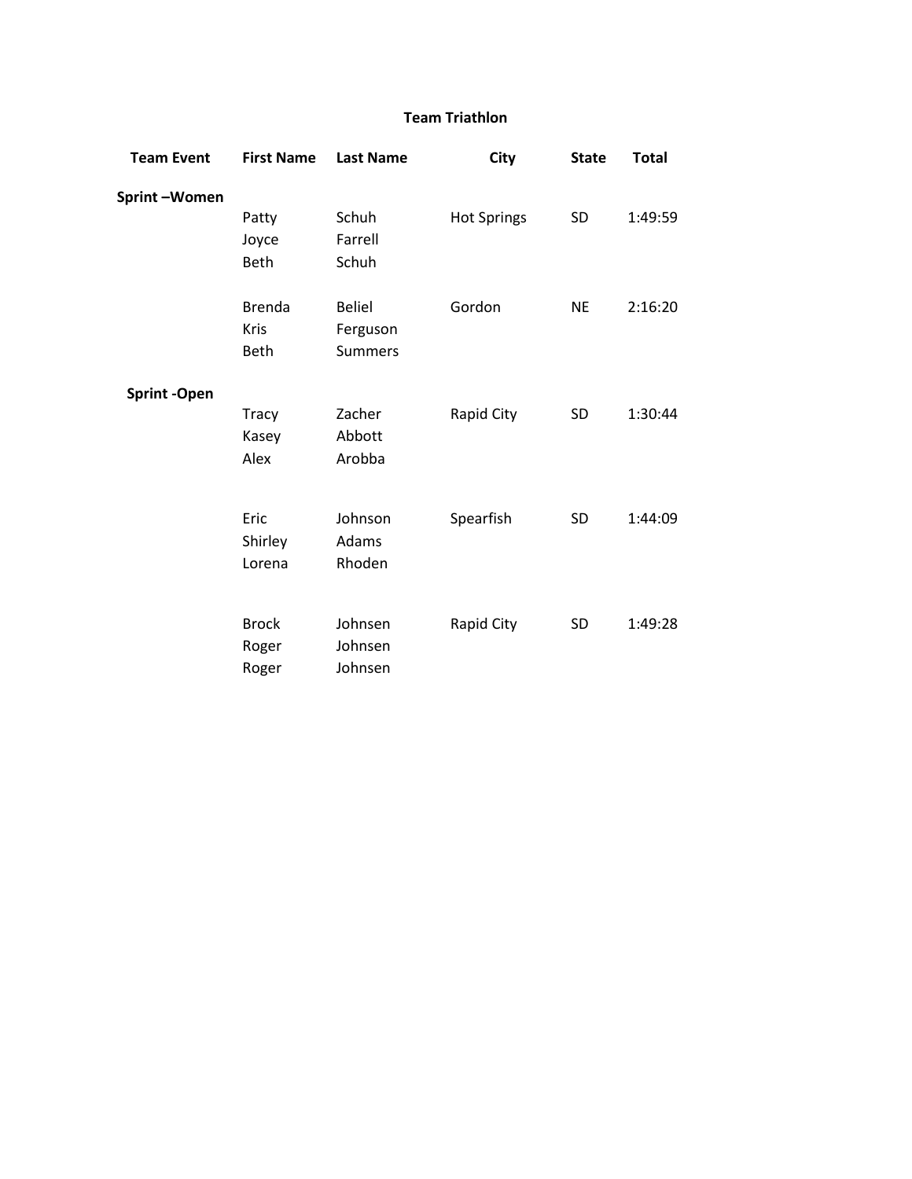# Team Triathlon

| Team Event | First Name | Last Name | City | State | Total |
|---|---|---|---|---|---|
| **Sprint –Women** | | | | | |
| | Patty | Schuh | Hot Springs | SD | 1:49:59 |
| | Joyce | Farrell | | | |
| | Beth | Schuh | | | |
| | Brenda | Beliel | Gordon | NE | 2:16:20 |
| | Kris | Ferguson | | | |
| | Beth | Summers | | | |
| **Sprint -Open** | | | | | |
| | Tracy | Zacher | Rapid City | SD | 1:30:44 |
| | Kasey | Abbott | | | |
| | Alex | Arobba | | | |
| | Eric | Johnson | Spearfish | SD | 1:44:09 |
| | Shirley | Adams | | | |
| | Lorena | Rhoden | | | |
| | Brock | Johnsen | Rapid City | SD | 1:49:28 |
| | Roger | Johnsen | | | |
| | Roger | Johnsen | | | |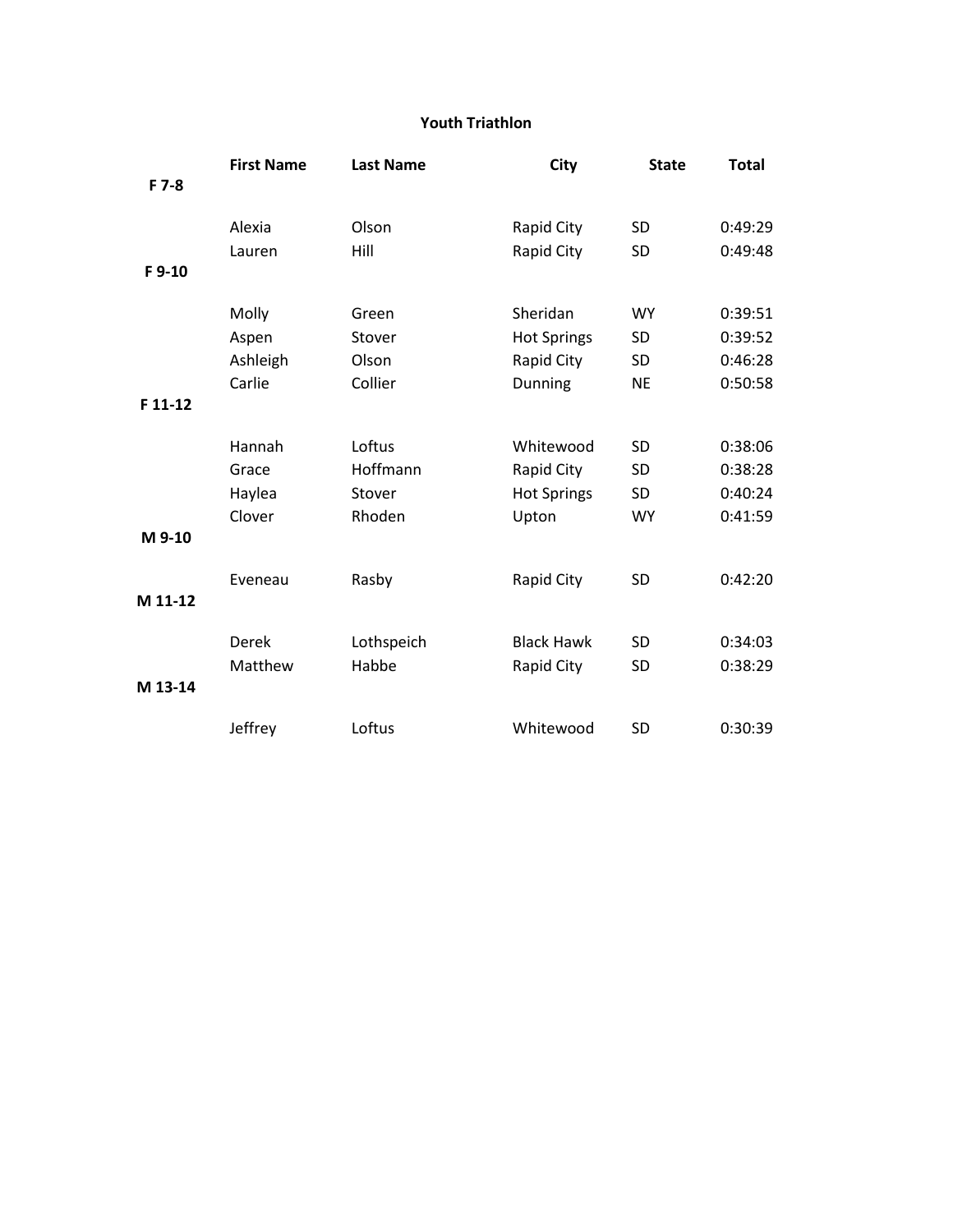**Youth Triathlon**

| | First Name | Last Name | City | State | Total |
|---|---|---|---|---|---|
| **F 7-8** | | | | | |
| | Alexia | Olson | Rapid City | SD | 0:49:29 |
| | Lauren | Hill | Rapid City | SD | 0:49:48 |
| **F 9-10** | | | | | |
| | Molly | Green | Sheridan | WY | 0:39:51 |
| | Aspen | Stover | Hot Springs | SD | 0:39:52 |
| | Ashleigh | Olson | Rapid City | SD | 0:46:28 |
| | Carlie | Collier | Dunning | NE | 0:50:58 |
| **F 11-12** | | | | | |
| | Hannah | Loftus | Whitewood | SD | 0:38:06 |
| | Grace | Hoffmann | Rapid City | SD | 0:38:28 |
| | Haylea | Stover | Hot Springs | SD | 0:40:24 |
| | Clover | Rhoden | Upton | WY | 0:41:59 |
| **M 9-10** | | | | | |
| | Eveneau | Rasby | Rapid City | SD | 0:42:20 |
| **M 11-12** | | | | | |
| | Derek | Lothspeich | Black Hawk | SD | 0:34:03 |
| | Matthew | Habbe | Rapid City | SD | 0:38:29 |
| **M 13-14** | | | | | |
| | Jeffrey | Loftus | Whitewood | SD | 0:30:39 |